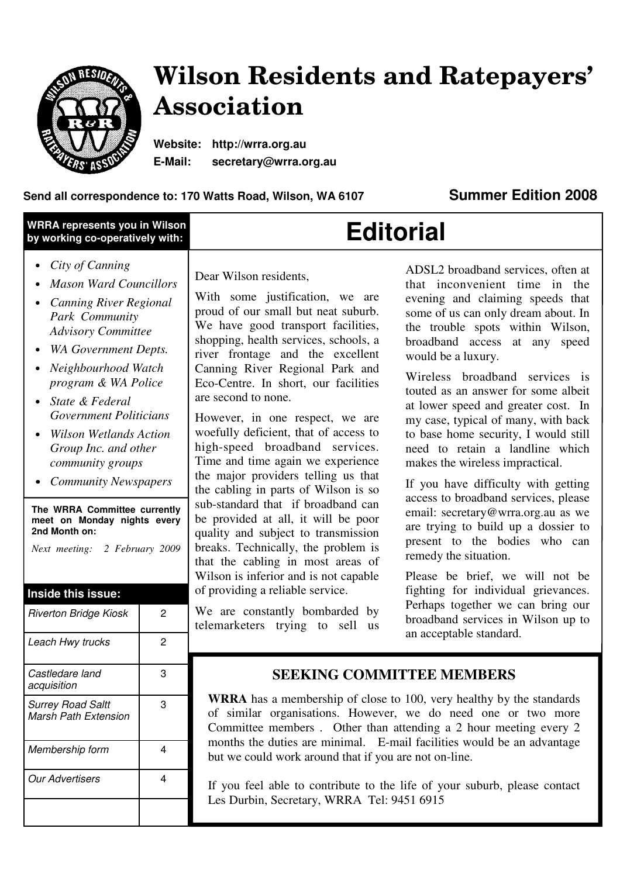# Wilson Residents and Ratepayers' Association

**Website:** http://wrra.org.au
**E-Mail:** secretary@wrra.org.au

**Send all correspondence to: 170 Watts Road, Wilson, WA 6107**

**Summer Edition 2008**

**WRRA represents you in Wilson by working co-operatively with:**

- *City of Canning*
- *Mason Ward Councillors*
- *Canning River Regional Park Community Advisory Committee*
- *WA Government Depts.*
- *Neighbourhood Watch program & WA Police*
- *State & Federal Government Politicians*
- *Wilson Wetlands Action Group Inc. and other community groups*
- *Community Newspapers*

**The WRRA Committee currently meet on Monday nights every 2nd Month on:**

*Next meeting: 2 February 2009*

**Inside this issue:**

| | |
|---|---|
| *Riverton Bridge Kiosk* | 2 |
| *Leach Hwy trucks* | 2 |
| *Castledare land acquisition* | 3 |
| *Surrey Road Saltt Marsh Path Extension* | 3 |
| *Membership form* | 4 |
| *Our Advertisers* | 4 |

## Editorial

Dear Wilson residents,

With some justification, we are proud of our small but neat suburb. We have good transport facilities, shopping, health services, schools, a river frontage and the excellent Canning River Regional Park and Eco-Centre. In short, our facilities are second to none.

However, in one respect, we are woefully deficient, that of access to high-speed broadband services. Time and time again we experience the major providers telling us that the cabling in parts of Wilson is so sub-standard that if broadband can be provided at all, it will be poor quality and subject to transmission breaks. Technically, the problem is that the cabling in most areas of Wilson is inferior and is not capable of providing a reliable service.

We are constantly bombarded by telemarketers trying to sell us ADSL2 broadband services, often at that inconvenient time in the evening and claiming speeds that some of us can only dream about. In the trouble spots within Wilson, broadband access at any speed would be a luxury.

Wireless broadband services is touted as an answer for some albeit at lower speed and greater cost. In my case, typical of many, with back to base home security, I would still need to retain a landline which makes the wireless impractical.

If you have difficulty with getting access to broadband services, please email: secretary@wrra.org.au as we are trying to build up a dossier to present to the bodies who can remedy the situation.

Please be brief, we will not be fighting for individual grievances. Perhaps together we can bring our broadband services in Wilson up to an acceptable standard.

## SEEKING COMMITTEE MEMBERS

**WRRA** has a membership of close to 100, very healthy by the standards of similar organisations. However, we do need one or two more Committee members . Other than attending a 2 hour meeting every 2 months the duties are minimal. E-mail facilities would be an advantage but we could work around that if you are not on-line.

If you feel able to contribute to the life of your suburb, please contact Les Durbin, Secretary, WRRA Tel: 9451 6915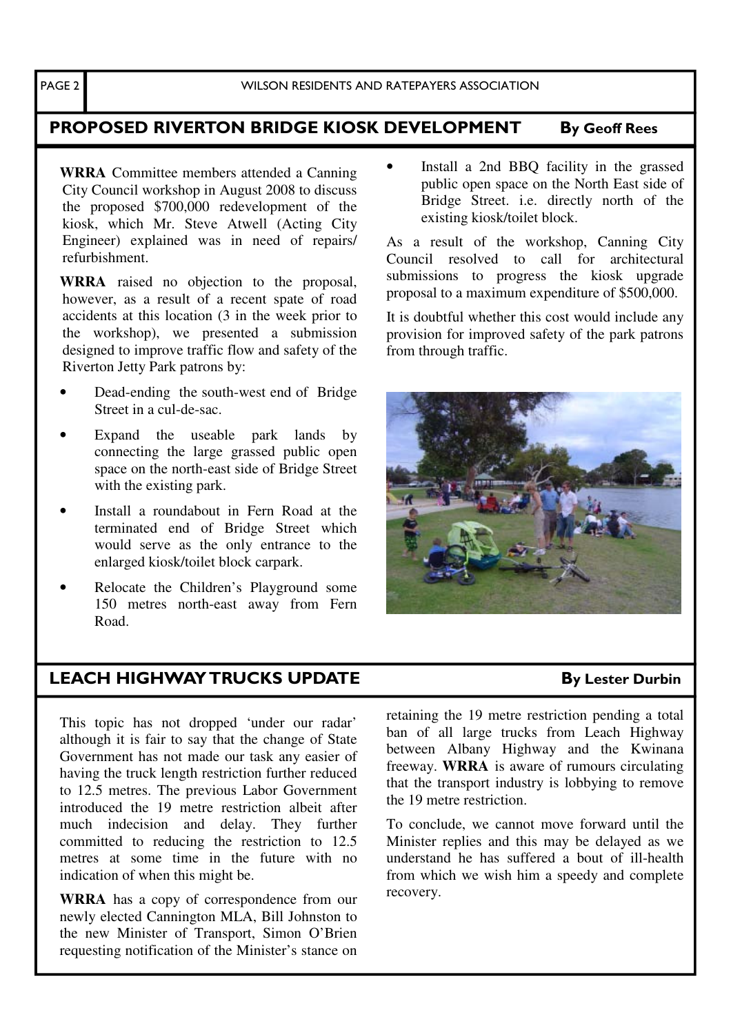## PROPOSED RIVERTON BRIDGE KIOSK DEVELOPMENT

**By Geoff Rees**

**WRRA** Committee members attended a Canning City Council workshop in August 2008 to discuss the proposed $700,000 redevelopment of the kiosk, which Mr. Steve Atwell (Acting City Engineer) explained was in need of repairs/ refurbishment.

**WRRA** raised no objection to the proposal, however, as a result of a recent spate of road accidents at this location (3 in the week prior to the workshop), we presented a submission designed to improve traffic flow and safety of the Riverton Jetty Park patrons by:

- Dead-ending the south-west end of Bridge Street in a cul-de-sac.
- Expand the useable park lands by connecting the large grassed public open space on the north-east side of Bridge Street with the existing park.
- Install a roundabout in Fern Road at the terminated end of Bridge Street which would serve as the only entrance to the enlarged kiosk/toilet block carpark.
- Relocate the Children's Playground some 150 metres north-east away from Fern Road.
- Install a 2nd BBQ facility in the grassed public open space on the North East side of Bridge Street. i.e. directly north of the existing kiosk/toilet block.

As a result of the workshop, Canning City Council resolved to call for architectural submissions to progress the kiosk upgrade proposal to a maximum expenditure of $500,000.

It is doubtful whether this cost would include any provision for improved safety of the park patrons from through traffic.

## LEACH HIGHWAY TRUCKS UPDATE

**By Lester Durbin**

This topic has not dropped 'under our radar' although it is fair to say that the change of State Government has not made our task any easier of having the truck length restriction further reduced to 12.5 metres. The previous Labor Government introduced the 19 metre restriction albeit after much indecision and delay. They further committed to reducing the restriction to 12.5 metres at some time in the future with no indication of when this might be.

**WRRA** has a copy of correspondence from our newly elected Cannington MLA, Bill Johnston to the new Minister of Transport, Simon O'Brien requesting notification of the Minister's stance on retaining the 19 metre restriction pending a total ban of all large trucks from Leach Highway between Albany Highway and the Kwinana freeway. **WRRA** is aware of rumours circulating that the transport industry is lobbying to remove the 19 metre restriction.

To conclude, we cannot move forward until the Minister replies and this may be delayed as we understand he has suffered a bout of ill-health from which we wish him a speedy and complete recovery.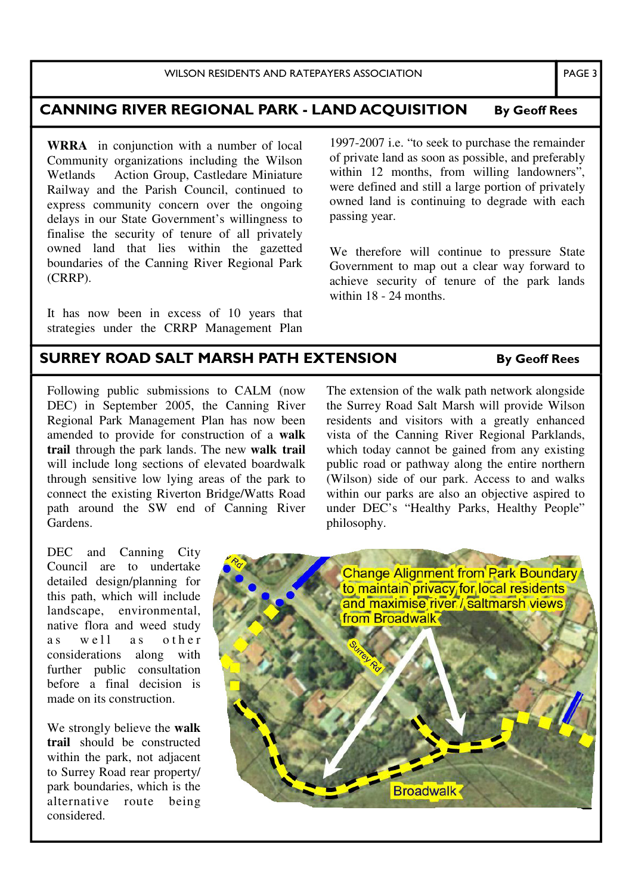## CANNING RIVER REGIONAL PARK - LAND ACQUISITION

**By Geoff Rees**

**WRRA** in conjunction with a number of local Community organizations including the Wilson Wetlands Action Group, Castledare Miniature Railway and the Parish Council, continued to express community concern over the ongoing delays in our State Government's willingness to finalise the security of tenure of all privately owned land that lies within the gazetted boundaries of the Canning River Regional Park (CRRP).

It has now been in excess of 10 years that strategies under the CRRP Management Plan 1997-2007 i.e. "to seek to purchase the remainder of private land as soon as possible, and preferably within 12 months, from willing landowners", were defined and still a large portion of privately owned land is continuing to degrade with each passing year.

We therefore will continue to pressure State Government to map out a clear way forward to achieve security of tenure of the park lands within 18 - 24 months.

## SURREY ROAD SALT MARSH PATH EXTENSION

**By Geoff Rees**

Following public submissions to CALM (now DEC) in September 2005, the Canning River Regional Park Management Plan has now been amended to provide for construction of a **walk trail** through the park lands. The new **walk trail** will include long sections of elevated boardwalk through sensitive low lying areas of the park to connect the existing Riverton Bridge/Watts Road path around the SW end of Canning River Gardens.

The extension of the walk path network alongside the Surrey Road Salt Marsh will provide Wilson residents and visitors with a greatly enhanced vista of the Canning River Regional Parklands, which today cannot be gained from any existing public road or pathway along the entire northern (Wilson) side of our park. Access to and walks within our parks are also an objective aspired to under DEC's "Healthy Parks, Healthy People" philosophy.

DEC and Canning City Council are to undertake detailed design/planning for this path, which will include landscape, environmental, native flora and weed study as well as other considerations along with further public consultation before a final decision is made on its construction.

We strongly believe the **walk trail** should be constructed within the park, not adjacent to Surrey Road rear property/ park boundaries, which is the alternative route being considered.

Change Alignment from Park Boundary to maintain privacy for local residents and maximise river / saltmarsh views from Broadwalk

Surrey Rd

Broadwalk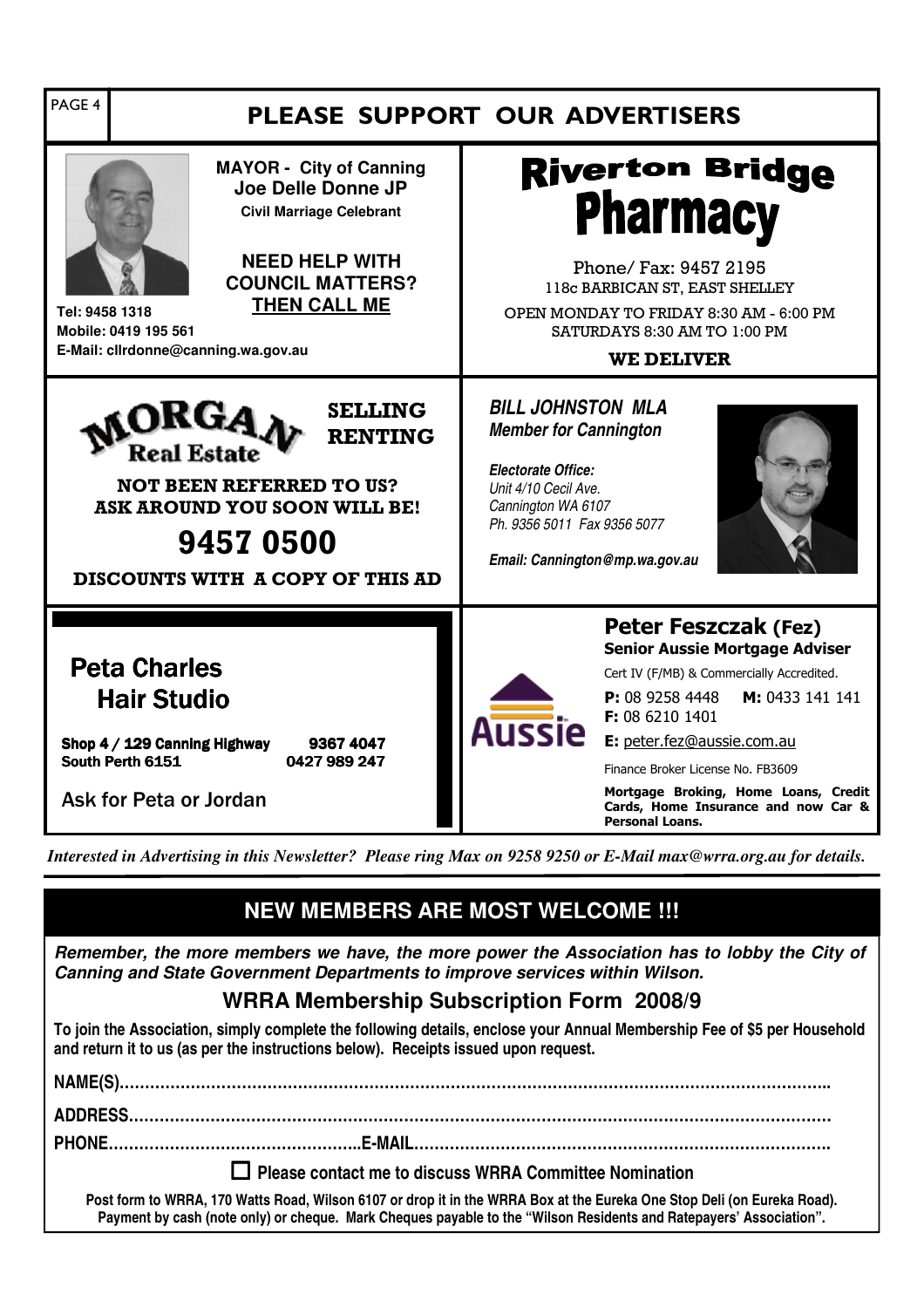# PLEASE SUPPORT OUR ADVERTISERS

**MAYOR - City of Canning**
**Joe Delle Donne JP**
**Civil Marriage Celebrant**

**NEED HELP WITH COUNCIL MATTERS?**
**THEN CALL ME**

**Tel: 9458 1318**
**Mobile: 0419 195 561**
**E-Mail: cllrdonne@canning.wa.gov.au**

---

**Riverton Bridge Pharmacy**

Phone/ Fax: 9457 2195
118c BARBICAN ST, EAST SHELLEY
OPEN MONDAY TO FRIDAY 8:30 AM - 6:00 PM
SATURDAYS 8:30 AM TO 1:00 PM

**WE DELIVER**

---

**MORGAN Real Estate**

**SELLING**
**RENTING**

**NOT BEEN REFERRED TO US?**
**ASK AROUND YOU SOON WILL BE!**

**9457 0500**

**DISCOUNTS WITH A COPY OF THIS AD**

---

***BILL JOHNSTON MLA***
***Member for Cannington***

***Electorate Office:***
*Unit 4/10 Cecil Ave.*
*Cannington WA 6107*
*Ph. 9356 5011 Fax 9356 5077*

***Email: Cannington@mp.wa.gov.au***

---

**Peta Charles Hair Studio**

**Shop 4 / 129 Canning Highway** **9367 4047**
**South Perth 6151** **0427 989 247**

Ask for Peta or Jordan

---

**Aussie**

**Peter Feszczak (Fez)**
**Senior Aussie Mortgage Adviser**

Cert IV (F/MB) & Commercially Accredited.

**P:** 08 9258 4448 **M:** 0433 141 141
**F:** 08 6210 1401
**E:** peter.fez@aussie.com.au

Finance Broker License No. FB3609

**Mortgage Broking, Home Loans, Credit Cards, Home Insurance and now Car & Personal Loans.**

---

*Interested in Advertising in this Newsletter? Please ring Max on 9258 9250 or E-Mail max@wrra.org.au for details.*

## NEW MEMBERS ARE MOST WELCOME !!!

***Remember, the more members we have, the more power the Association has to lobby the City of Canning and State Government Departments to improve services within Wilson.***

### WRRA Membership Subscription Form 2008/9

**To join the Association, simply complete the following details, enclose your Annual Membership Fee of $5 per Household and return it to us (as per the instructions below). Receipts issued upon request.**

**NAME(S)……………………………………………………………………………………………………………………..**

**ADDRESS…………………………………………………………………………………………………………………**

**PHONE…………………………………………..E-MAIL………………………………………………………………….**

☐ **Please contact me to discuss WRRA Committee Nomination**

**Post form to WRRA, 170 Watts Road, Wilson 6107 or drop it in the WRRA Box at the Eureka One Stop Deli (on Eureka Road). Payment by cash (note only) or cheque. Mark Cheques payable to the "Wilson Residents and Ratepayers' Association".**